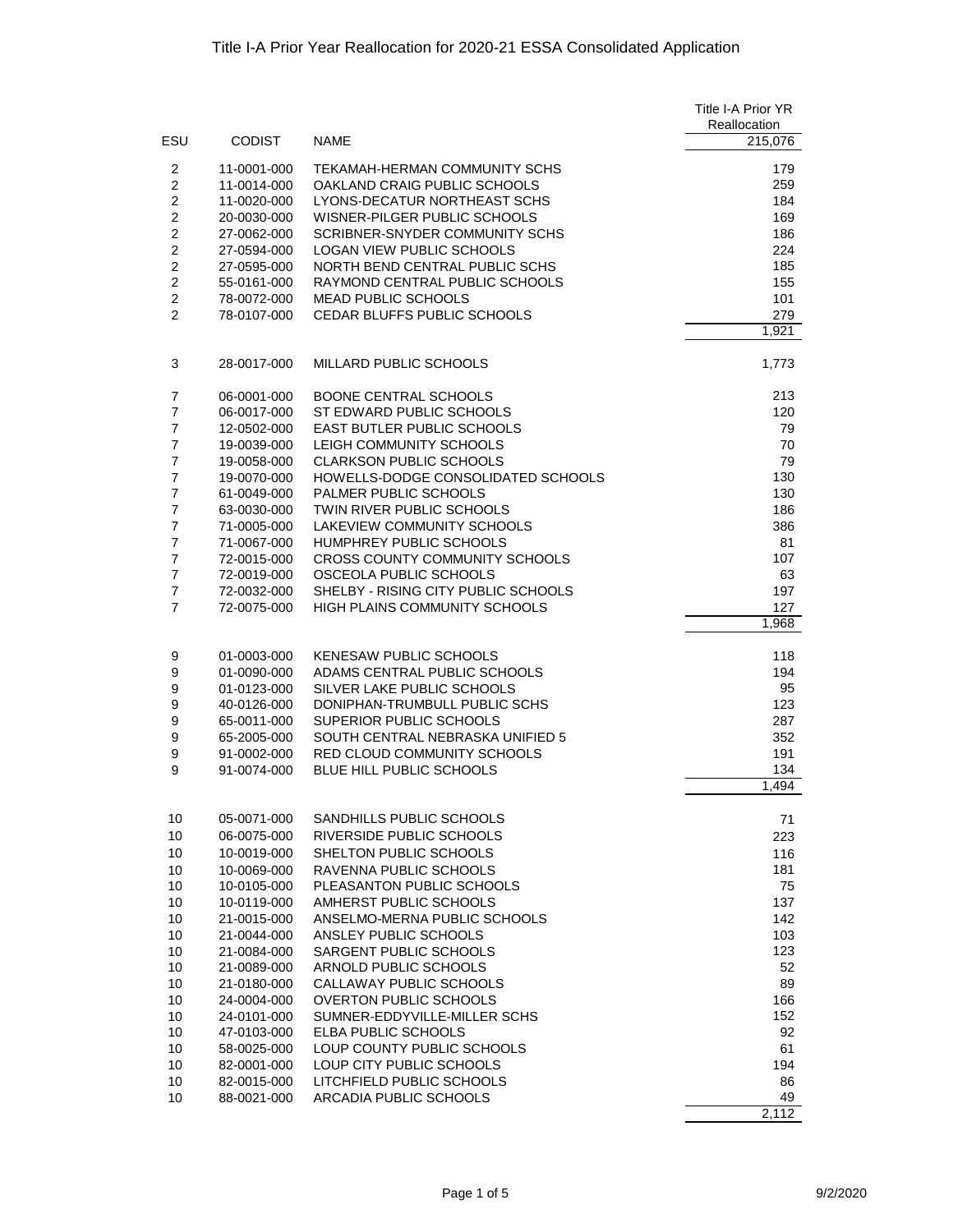# Title I-A Prior Year Reallocation for 2020-21 ESSA Consolidated Application

| ESU | CODIST | NAME | Title I-A Prior YR Reallocation |
|---|---|---|---|
| | | | 215,076 |
| 2 | 11-0001-000 | TEKAMAH-HERMAN COMMUNITY SCHS | 179 |
| 2 | 11-0014-000 | OAKLAND CRAIG PUBLIC SCHOOLS | 259 |
| 2 | 11-0020-000 | LYONS-DECATUR NORTHEAST SCHS | 184 |
| 2 | 20-0030-000 | WISNER-PILGER PUBLIC SCHOOLS | 169 |
| 2 | 27-0062-000 | SCRIBNER-SNYDER COMMUNITY SCHS | 186 |
| 2 | 27-0594-000 | LOGAN VIEW PUBLIC SCHOOLS | 224 |
| 2 | 27-0595-000 | NORTH BEND CENTRAL PUBLIC SCHS | 185 |
| 2 | 55-0161-000 | RAYMOND CENTRAL PUBLIC SCHOOLS | 155 |
| 2 | 78-0072-000 | MEAD PUBLIC SCHOOLS | 101 |
| 2 | 78-0107-000 | CEDAR BLUFFS PUBLIC SCHOOLS | 279 |
| | | | 1,921 |
| 3 | 28-0017-000 | MILLARD PUBLIC SCHOOLS | 1,773 |
| 7 | 06-0001-000 | BOONE CENTRAL SCHOOLS | 213 |
| 7 | 06-0017-000 | ST EDWARD PUBLIC SCHOOLS | 120 |
| 7 | 12-0502-000 | EAST BUTLER PUBLIC SCHOOLS | 79 |
| 7 | 19-0039-000 | LEIGH COMMUNITY SCHOOLS | 70 |
| 7 | 19-0058-000 | CLARKSON PUBLIC SCHOOLS | 79 |
| 7 | 19-0070-000 | HOWELLS-DODGE CONSOLIDATED SCHOOLS | 130 |
| 7 | 61-0049-000 | PALMER PUBLIC SCHOOLS | 130 |
| 7 | 63-0030-000 | TWIN RIVER PUBLIC SCHOOLS | 186 |
| 7 | 71-0005-000 | LAKEVIEW COMMUNITY SCHOOLS | 386 |
| 7 | 71-0067-000 | HUMPHREY PUBLIC SCHOOLS | 81 |
| 7 | 72-0015-000 | CROSS COUNTY COMMUNITY SCHOOLS | 107 |
| 7 | 72-0019-000 | OSCEOLA PUBLIC SCHOOLS | 63 |
| 7 | 72-0032-000 | SHELBY - RISING CITY PUBLIC SCHOOLS | 197 |
| 7 | 72-0075-000 | HIGH PLAINS COMMUNITY SCHOOLS | 127 |
| | | | 1,968 |
| 9 | 01-0003-000 | KENESAW PUBLIC SCHOOLS | 118 |
| 9 | 01-0090-000 | ADAMS CENTRAL PUBLIC SCHOOLS | 194 |
| 9 | 01-0123-000 | SILVER LAKE PUBLIC SCHOOLS | 95 |
| 9 | 40-0126-000 | DONIPHAN-TRUMBULL PUBLIC SCHS | 123 |
| 9 | 65-0011-000 | SUPERIOR PUBLIC SCHOOLS | 287 |
| 9 | 65-2005-000 | SOUTH CENTRAL NEBRASKA UNIFIED 5 | 352 |
| 9 | 91-0002-000 | RED CLOUD COMMUNITY SCHOOLS | 191 |
| 9 | 91-0074-000 | BLUE HILL PUBLIC SCHOOLS | 134 |
| | | | 1,494 |
| 10 | 05-0071-000 | SANDHILLS PUBLIC SCHOOLS | 71 |
| 10 | 06-0075-000 | RIVERSIDE PUBLIC SCHOOLS | 223 |
| 10 | 10-0019-000 | SHELTON PUBLIC SCHOOLS | 116 |
| 10 | 10-0069-000 | RAVENNA PUBLIC SCHOOLS | 181 |
| 10 | 10-0105-000 | PLEASANTON PUBLIC SCHOOLS | 75 |
| 10 | 10-0119-000 | AMHERST PUBLIC SCHOOLS | 137 |
| 10 | 21-0015-000 | ANSELMO-MERNA PUBLIC SCHOOLS | 142 |
| 10 | 21-0044-000 | ANSLEY PUBLIC SCHOOLS | 103 |
| 10 | 21-0084-000 | SARGENT PUBLIC SCHOOLS | 123 |
| 10 | 21-0089-000 | ARNOLD PUBLIC SCHOOLS | 52 |
| 10 | 21-0180-000 | CALLAWAY PUBLIC SCHOOLS | 89 |
| 10 | 24-0004-000 | OVERTON PUBLIC SCHOOLS | 166 |
| 10 | 24-0101-000 | SUMNER-EDDYVILLE-MILLER SCHS | 152 |
| 10 | 47-0103-000 | ELBA PUBLIC SCHOOLS | 92 |
| 10 | 58-0025-000 | LOUP COUNTY PUBLIC SCHOOLS | 61 |
| 10 | 82-0001-000 | LOUP CITY PUBLIC SCHOOLS | 194 |
| 10 | 82-0015-000 | LITCHFIELD PUBLIC SCHOOLS | 86 |
| 10 | 88-0021-000 | ARCADIA PUBLIC SCHOOLS | 49 |
| | | | 2,112 |

9/2/2020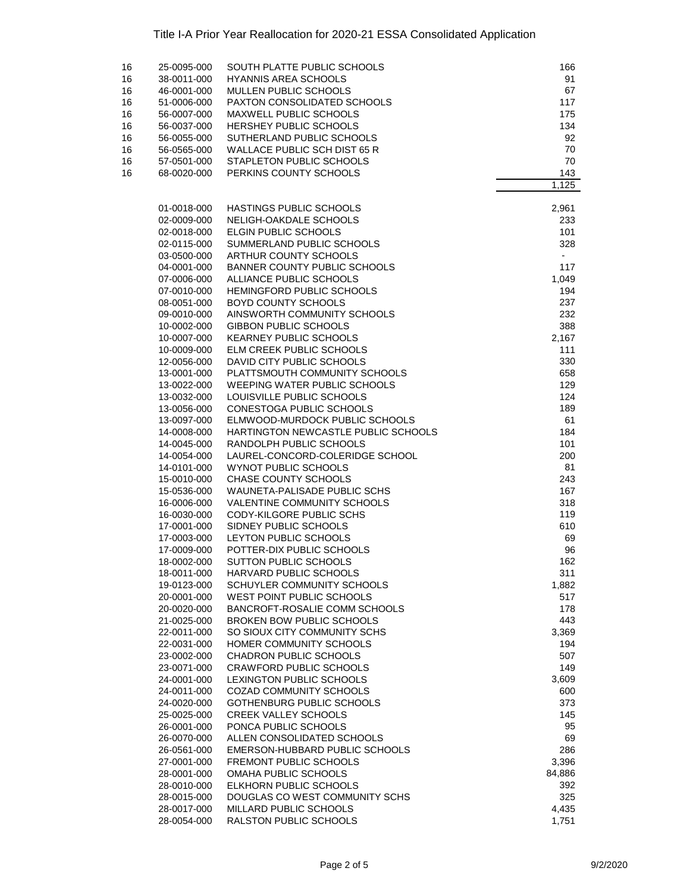# Title I-A Prior Year Reallocation for 2020-21 ESSA Consolidated Application

| | | | |
|---|---|---|---|
| 16 | 25-0095-000 | SOUTH PLATTE PUBLIC SCHOOLS | 166 |
| 16 | 38-0011-000 | HYANNIS AREA SCHOOLS | 91 |
| 16 | 46-0001-000 | MULLEN PUBLIC SCHOOLS | 67 |
| 16 | 51-0006-000 | PAXTON CONSOLIDATED SCHOOLS | 117 |
| 16 | 56-0007-000 | MAXWELL PUBLIC SCHOOLS | 175 |
| 16 | 56-0037-000 | HERSHEY PUBLIC SCHOOLS | 134 |
| 16 | 56-0055-000 | SUTHERLAND PUBLIC SCHOOLS | 92 |
| 16 | 56-0565-000 | WALLACE PUBLIC SCH DIST 65 R | 70 |
| 16 | 57-0501-000 | STAPLETON PUBLIC SCHOOLS | 70 |
| 16 | 68-0020-000 | PERKINS COUNTY SCHOOLS | 143 |
| | | | 1,125 |

| | | |
|---|---|---|
| 01-0018-000 | HASTINGS PUBLIC SCHOOLS | 2,961 |
| 02-0009-000 | NELIGH-OAKDALE SCHOOLS | 233 |
| 02-0018-000 | ELGIN PUBLIC SCHOOLS | 101 |
| 02-0115-000 | SUMMERLAND PUBLIC SCHOOLS | 328 |
| 03-0500-000 | ARTHUR COUNTY SCHOOLS | - |
| 04-0001-000 | BANNER COUNTY PUBLIC SCHOOLS | 117 |
| 07-0006-000 | ALLIANCE PUBLIC SCHOOLS | 1,049 |
| 07-0010-000 | HEMINGFORD PUBLIC SCHOOLS | 194 |
| 08-0051-000 | BOYD COUNTY SCHOOLS | 237 |
| 09-0010-000 | AINSWORTH COMMUNITY SCHOOLS | 232 |
| 10-0002-000 | GIBBON PUBLIC SCHOOLS | 388 |
| 10-0007-000 | KEARNEY PUBLIC SCHOOLS | 2,167 |
| 10-0009-000 | ELM CREEK PUBLIC SCHOOLS | 111 |
| 12-0056-000 | DAVID CITY PUBLIC SCHOOLS | 330 |
| 13-0001-000 | PLATTSMOUTH COMMUNITY SCHOOLS | 658 |
| 13-0022-000 | WEEPING WATER PUBLIC SCHOOLS | 129 |
| 13-0032-000 | LOUISVILLE PUBLIC SCHOOLS | 124 |
| 13-0056-000 | CONESTOGA PUBLIC SCHOOLS | 189 |
| 13-0097-000 | ELMWOOD-MURDOCK PUBLIC SCHOOLS | 61 |
| 14-0008-000 | HARTINGTON NEWCASTLE PUBLIC SCHOOLS | 184 |
| 14-0045-000 | RANDOLPH PUBLIC SCHOOLS | 101 |
| 14-0054-000 | LAUREL-CONCORD-COLERIDGE SCHOOL | 200 |
| 14-0101-000 | WYNOT PUBLIC SCHOOLS | 81 |
| 15-0010-000 | CHASE COUNTY SCHOOLS | 243 |
| 15-0536-000 | WAUNETA-PALISADE PUBLIC SCHS | 167 |
| 16-0006-000 | VALENTINE COMMUNITY SCHOOLS | 318 |
| 16-0030-000 | CODY-KILGORE PUBLIC SCHS | 119 |
| 17-0001-000 | SIDNEY PUBLIC SCHOOLS | 610 |
| 17-0003-000 | LEYTON PUBLIC SCHOOLS | 69 |
| 17-0009-000 | POTTER-DIX PUBLIC SCHOOLS | 96 |
| 18-0002-000 | SUTTON PUBLIC SCHOOLS | 162 |
| 18-0011-000 | HARVARD PUBLIC SCHOOLS | 311 |
| 19-0123-000 | SCHUYLER COMMUNITY SCHOOLS | 1,882 |
| 20-0001-000 | WEST POINT PUBLIC SCHOOLS | 517 |
| 20-0020-000 | BANCROFT-ROSALIE COMM SCHOOLS | 178 |
| 21-0025-000 | BROKEN BOW PUBLIC SCHOOLS | 443 |
| 22-0011-000 | SO SIOUX CITY COMMUNITY SCHS | 3,369 |
| 22-0031-000 | HOMER COMMUNITY SCHOOLS | 194 |
| 23-0002-000 | CHADRON PUBLIC SCHOOLS | 507 |
| 23-0071-000 | CRAWFORD PUBLIC SCHOOLS | 149 |
| 24-0001-000 | LEXINGTON PUBLIC SCHOOLS | 3,609 |
| 24-0011-000 | COZAD COMMUNITY SCHOOLS | 600 |
| 24-0020-000 | GOTHENBURG PUBLIC SCHOOLS | 373 |
| 25-0025-000 | CREEK VALLEY SCHOOLS | 145 |
| 26-0001-000 | PONCA PUBLIC SCHOOLS | 95 |
| 26-0070-000 | ALLEN CONSOLIDATED SCHOOLS | 69 |
| 26-0561-000 | EMERSON-HUBBARD PUBLIC SCHOOLS | 286 |
| 27-0001-000 | FREMONT PUBLIC SCHOOLS | 3,396 |
| 28-0001-000 | OMAHA PUBLIC SCHOOLS | 84,886 |
| 28-0010-000 | ELKHORN PUBLIC SCHOOLS | 392 |
| 28-0015-000 | DOUGLAS CO WEST COMMUNITY SCHS | 325 |
| 28-0017-000 | MILLARD PUBLIC SCHOOLS | 4,435 |
| 28-0054-000 | RALSTON PUBLIC SCHOOLS | 1,751 |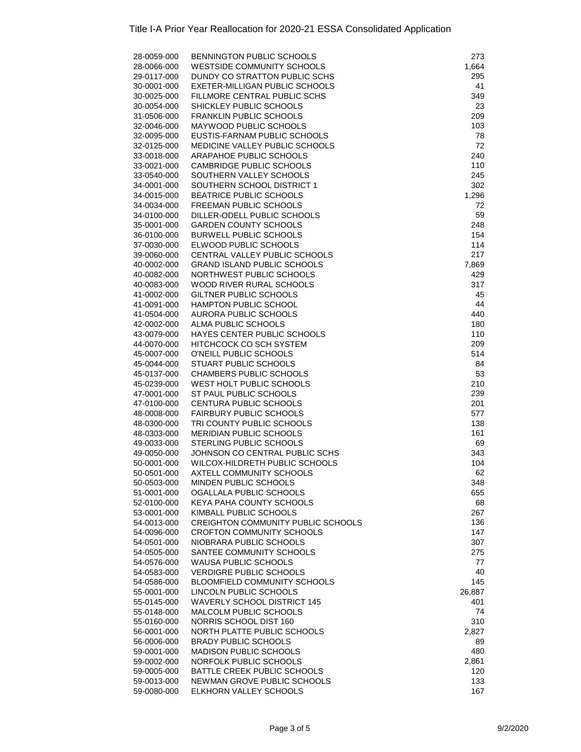Title I-A Prior Year Reallocation for 2020-21 ESSA Consolidated Application

| | | |
|---|---|---|
| 28-0059-000 | BENNINGTON PUBLIC SCHOOLS | 273 |
| 28-0066-000 | WESTSIDE COMMUNITY SCHOOLS | 1,664 |
| 29-0117-000 | DUNDY CO STRATTON PUBLIC SCHS | 295 |
| 30-0001-000 | EXETER-MILLIGAN PUBLIC SCHOOLS | 41 |
| 30-0025-000 | FILLMORE CENTRAL PUBLIC SCHS | 349 |
| 30-0054-000 | SHICKLEY PUBLIC SCHOOLS | 23 |
| 31-0506-000 | FRANKLIN PUBLIC SCHOOLS | 209 |
| 32-0046-000 | MAYWOOD PUBLIC SCHOOLS | 103 |
| 32-0095-000 | EUSTIS-FARNAM PUBLIC SCHOOLS | 78 |
| 32-0125-000 | MEDICINE VALLEY PUBLIC SCHOOLS | 72 |
| 33-0018-000 | ARAPAHOE PUBLIC SCHOOLS | 240 |
| 33-0021-000 | CAMBRIDGE PUBLIC SCHOOLS | 110 |
| 33-0540-000 | SOUTHERN VALLEY SCHOOLS | 245 |
| 34-0001-000 | SOUTHERN SCHOOL DISTRICT 1 | 302 |
| 34-0015-000 | BEATRICE PUBLIC SCHOOLS | 1,296 |
| 34-0034-000 | FREEMAN PUBLIC SCHOOLS | 72 |
| 34-0100-000 | DILLER-ODELL PUBLIC SCHOOLS | 59 |
| 35-0001-000 | GARDEN COUNTY SCHOOLS | 248 |
| 36-0100-000 | BURWELL PUBLIC SCHOOLS | 154 |
| 37-0030-000 | ELWOOD PUBLIC SCHOOLS | 114 |
| 39-0060-000 | CENTRAL VALLEY PUBLIC SCHOOLS | 217 |
| 40-0002-000 | GRAND ISLAND PUBLIC SCHOOLS | 7,869 |
| 40-0082-000 | NORTHWEST PUBLIC SCHOOLS | 429 |
| 40-0083-000 | WOOD RIVER RURAL SCHOOLS | 317 |
| 41-0002-000 | GILTNER PUBLIC SCHOOLS | 45 |
| 41-0091-000 | HAMPTON PUBLIC SCHOOL | 44 |
| 41-0504-000 | AURORA PUBLIC SCHOOLS | 440 |
| 42-0002-000 | ALMA PUBLIC SCHOOLS | 180 |
| 43-0079-000 | HAYES CENTER PUBLIC SCHOOLS | 110 |
| 44-0070-000 | HITCHCOCK CO SCH SYSTEM | 209 |
| 45-0007-000 | O'NEILL PUBLIC SCHOOLS | 514 |
| 45-0044-000 | STUART PUBLIC SCHOOLS | 84 |
| 45-0137-000 | CHAMBERS PUBLIC SCHOOLS | 53 |
| 45-0239-000 | WEST HOLT PUBLIC SCHOOLS | 210 |
| 47-0001-000 | ST PAUL PUBLIC SCHOOLS | 239 |
| 47-0100-000 | CENTURA PUBLIC SCHOOLS | 201 |
| 48-0008-000 | FAIRBURY PUBLIC SCHOOLS | 577 |
| 48-0300-000 | TRI COUNTY PUBLIC SCHOOLS | 138 |
| 48-0303-000 | MERIDIAN PUBLIC SCHOOLS | 161 |
| 49-0033-000 | STERLING PUBLIC SCHOOLS | 69 |
| 49-0050-000 | JOHNSON CO CENTRAL PUBLIC SCHS | 343 |
| 50-0001-000 | WILCOX-HILDRETH PUBLIC SCHOOLS | 104 |
| 50-0501-000 | AXTELL COMMUNITY SCHOOLS | 62 |
| 50-0503-000 | MINDEN PUBLIC SCHOOLS | 348 |
| 51-0001-000 | OGALLALA PUBLIC SCHOOLS | 655 |
| 52-0100-000 | KEYA PAHA COUNTY SCHOOLS | 68 |
| 53-0001-000 | KIMBALL PUBLIC SCHOOLS | 267 |
| 54-0013-000 | CREIGHTON COMMUNITY PUBLIC SCHOOLS | 136 |
| 54-0096-000 | CROFTON COMMUNITY SCHOOLS | 147 |
| 54-0501-000 | NIOBRARA PUBLIC SCHOOLS | 307 |
| 54-0505-000 | SANTEE COMMUNITY SCHOOLS | 275 |
| 54-0576-000 | WAUSA PUBLIC SCHOOLS | 77 |
| 54-0583-000 | VERDIGRE PUBLIC SCHOOLS | 40 |
| 54-0586-000 | BLOOMFIELD COMMUNITY SCHOOLS | 145 |
| 55-0001-000 | LINCOLN PUBLIC SCHOOLS | 26,887 |
| 55-0145-000 | WAVERLY SCHOOL DISTRICT 145 | 401 |
| 55-0148-000 | MALCOLM PUBLIC SCHOOLS | 74 |
| 55-0160-000 | NORRIS SCHOOL DIST 160 | 310 |
| 56-0001-000 | NORTH PLATTE PUBLIC SCHOOLS | 2,827 |
| 56-0006-000 | BRADY PUBLIC SCHOOLS | 89 |
| 59-0001-000 | MADISON PUBLIC SCHOOLS | 480 |
| 59-0002-000 | NORFOLK PUBLIC SCHOOLS | 2,861 |
| 59-0005-000 | BATTLE CREEK PUBLIC SCHOOLS | 120 |
| 59-0013-000 | NEWMAN GROVE PUBLIC SCHOOLS | 133 |
| 59-0080-000 | ELKHORN VALLEY SCHOOLS | 167 |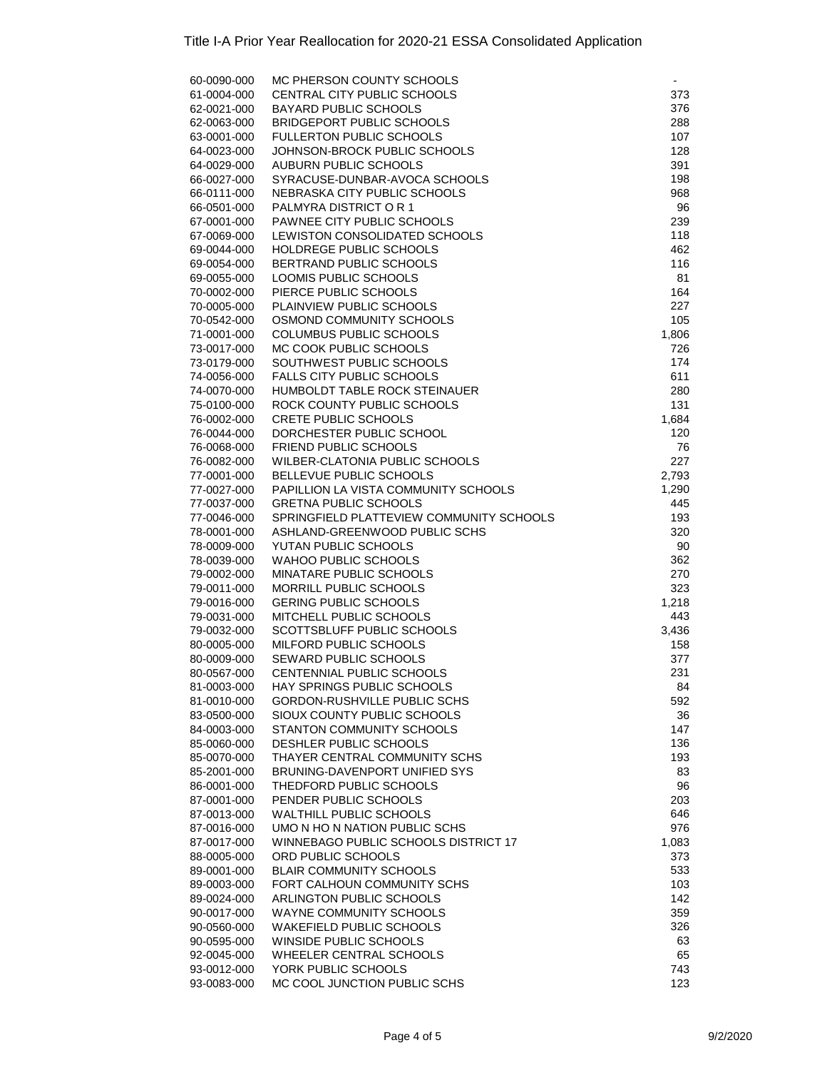# Title I-A Prior Year Reallocation for 2020-21 ESSA Consolidated Application

| | | |
|---|---|---|
| 60-0090-000 | MC PHERSON COUNTY SCHOOLS | - |
| 61-0004-000 | CENTRAL CITY PUBLIC SCHOOLS | 373 |
| 62-0021-000 | BAYARD PUBLIC SCHOOLS | 376 |
| 62-0063-000 | BRIDGEPORT PUBLIC SCHOOLS | 288 |
| 63-0001-000 | FULLERTON PUBLIC SCHOOLS | 107 |
| 64-0023-000 | JOHNSON-BROCK PUBLIC SCHOOLS | 128 |
| 64-0029-000 | AUBURN PUBLIC SCHOOLS | 391 |
| 66-0027-000 | SYRACUSE-DUNBAR-AVOCA SCHOOLS | 198 |
| 66-0111-000 | NEBRASKA CITY PUBLIC SCHOOLS | 968 |
| 66-0501-000 | PALMYRA DISTRICT O R 1 | 96 |
| 67-0001-000 | PAWNEE CITY PUBLIC SCHOOLS | 239 |
| 67-0069-000 | LEWISTON CONSOLIDATED SCHOOLS | 118 |
| 69-0044-000 | HOLDREGE PUBLIC SCHOOLS | 462 |
| 69-0054-000 | BERTRAND PUBLIC SCHOOLS | 116 |
| 69-0055-000 | LOOMIS PUBLIC SCHOOLS | 81 |
| 70-0002-000 | PIERCE PUBLIC SCHOOLS | 164 |
| 70-0005-000 | PLAINVIEW PUBLIC SCHOOLS | 227 |
| 70-0542-000 | OSMOND COMMUNITY SCHOOLS | 105 |
| 71-0001-000 | COLUMBUS PUBLIC SCHOOLS | 1,806 |
| 73-0017-000 | MC COOK PUBLIC SCHOOLS | 726 |
| 73-0179-000 | SOUTHWEST PUBLIC SCHOOLS | 174 |
| 74-0056-000 | FALLS CITY PUBLIC SCHOOLS | 611 |
| 74-0070-000 | HUMBOLDT TABLE ROCK STEINAUER | 280 |
| 75-0100-000 | ROCK COUNTY PUBLIC SCHOOLS | 131 |
| 76-0002-000 | CRETE PUBLIC SCHOOLS | 1,684 |
| 76-0044-000 | DORCHESTER PUBLIC SCHOOL | 120 |
| 76-0068-000 | FRIEND PUBLIC SCHOOLS | 76 |
| 76-0082-000 | WILBER-CLATONIA PUBLIC SCHOOLS | 227 |
| 77-0001-000 | BELLEVUE PUBLIC SCHOOLS | 2,793 |
| 77-0027-000 | PAPILLION LA VISTA COMMUNITY SCHOOLS | 1,290 |
| 77-0037-000 | GRETNA PUBLIC SCHOOLS | 445 |
| 77-0046-000 | SPRINGFIELD PLATTEVIEW COMMUNITY SCHOOLS | 193 |
| 78-0001-000 | ASHLAND-GREENWOOD PUBLIC SCHS | 320 |
| 78-0009-000 | YUTAN PUBLIC SCHOOLS | 90 |
| 78-0039-000 | WAHOO PUBLIC SCHOOLS | 362 |
| 79-0002-000 | MINATARE PUBLIC SCHOOLS | 270 |
| 79-0011-000 | MORRILL PUBLIC SCHOOLS | 323 |
| 79-0016-000 | GERING PUBLIC SCHOOLS | 1,218 |
| 79-0031-000 | MITCHELL PUBLIC SCHOOLS | 443 |
| 79-0032-000 | SCOTTSBLUFF PUBLIC SCHOOLS | 3,436 |
| 80-0005-000 | MILFORD PUBLIC SCHOOLS | 158 |
| 80-0009-000 | SEWARD PUBLIC SCHOOLS | 377 |
| 80-0567-000 | CENTENNIAL PUBLIC SCHOOLS | 231 |
| 81-0003-000 | HAY SPRINGS PUBLIC SCHOOLS | 84 |
| 81-0010-000 | GORDON-RUSHVILLE PUBLIC SCHS | 592 |
| 83-0500-000 | SIOUX COUNTY PUBLIC SCHOOLS | 36 |
| 84-0003-000 | STANTON COMMUNITY SCHOOLS | 147 |
| 85-0060-000 | DESHLER PUBLIC SCHOOLS | 136 |
| 85-0070-000 | THAYER CENTRAL COMMUNITY SCHS | 193 |
| 85-2001-000 | BRUNING-DAVENPORT UNIFIED SYS | 83 |
| 86-0001-000 | THEDFORD PUBLIC SCHOOLS | 96 |
| 87-0001-000 | PENDER PUBLIC SCHOOLS | 203 |
| 87-0013-000 | WALTHILL PUBLIC SCHOOLS | 646 |
| 87-0016-000 | UMO N HO N NATION PUBLIC SCHS | 976 |
| 87-0017-000 | WINNEBAGO PUBLIC SCHOOLS DISTRICT 17 | 1,083 |
| 88-0005-000 | ORD PUBLIC SCHOOLS | 373 |
| 89-0001-000 | BLAIR COMMUNITY SCHOOLS | 533 |
| 89-0003-000 | FORT CALHOUN COMMUNITY SCHS | 103 |
| 89-0024-000 | ARLINGTON PUBLIC SCHOOLS | 142 |
| 90-0017-000 | WAYNE COMMUNITY SCHOOLS | 359 |
| 90-0560-000 | WAKEFIELD PUBLIC SCHOOLS | 326 |
| 90-0595-000 | WINSIDE PUBLIC SCHOOLS | 63 |
| 92-0045-000 | WHEELER CENTRAL SCHOOLS | 65 |
| 93-0012-000 | YORK PUBLIC SCHOOLS | 743 |
| 93-0083-000 | MC COOL JUNCTION PUBLIC SCHS | 123 |

9/2/2020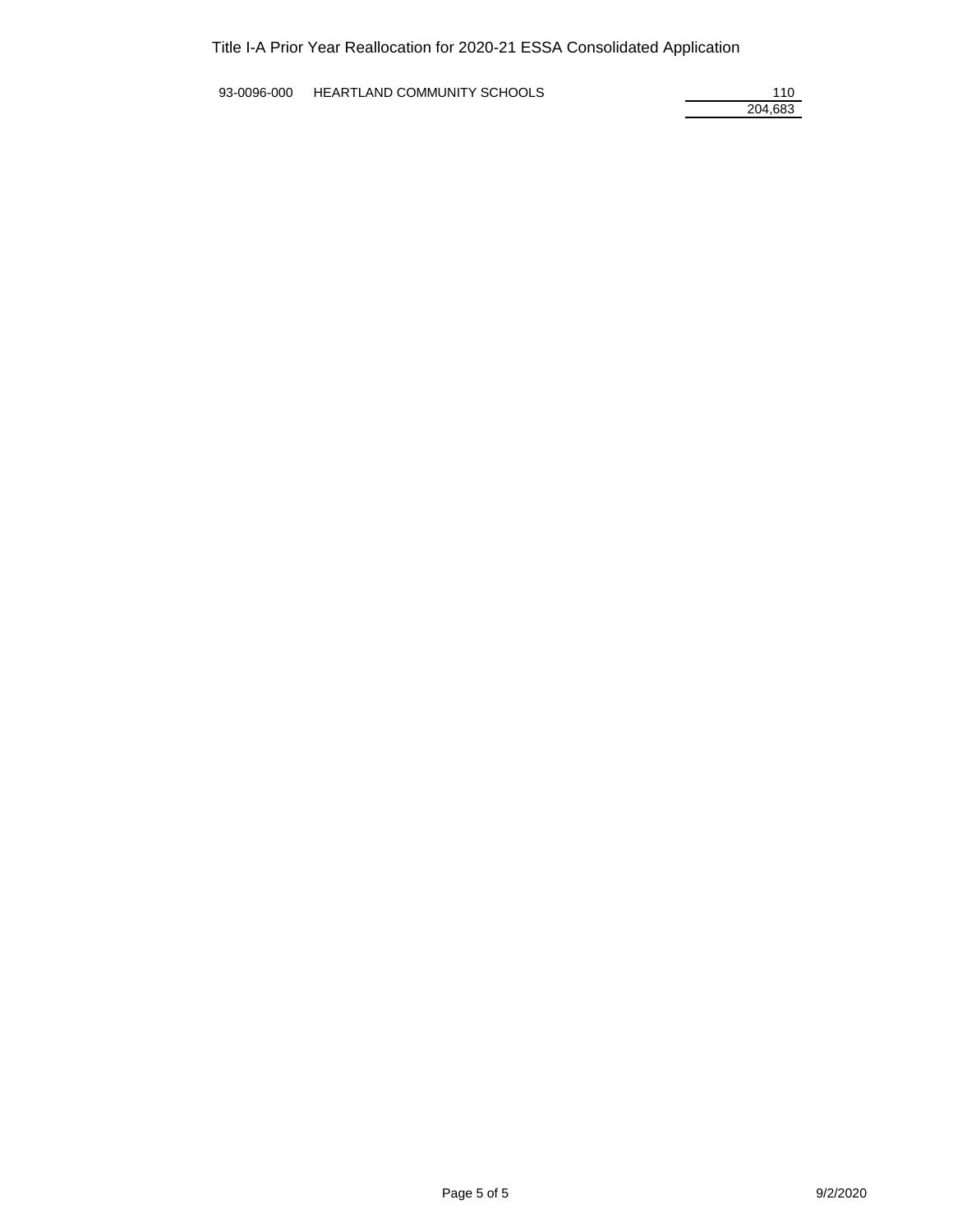Title I-A Prior Year Reallocation for 2020-21 ESSA Consolidated Application

| | | |
|---|---|---|
| 93-0096-000 | HEARTLAND COMMUNITY SCHOOLS | 110 |
| | | 204,683 |